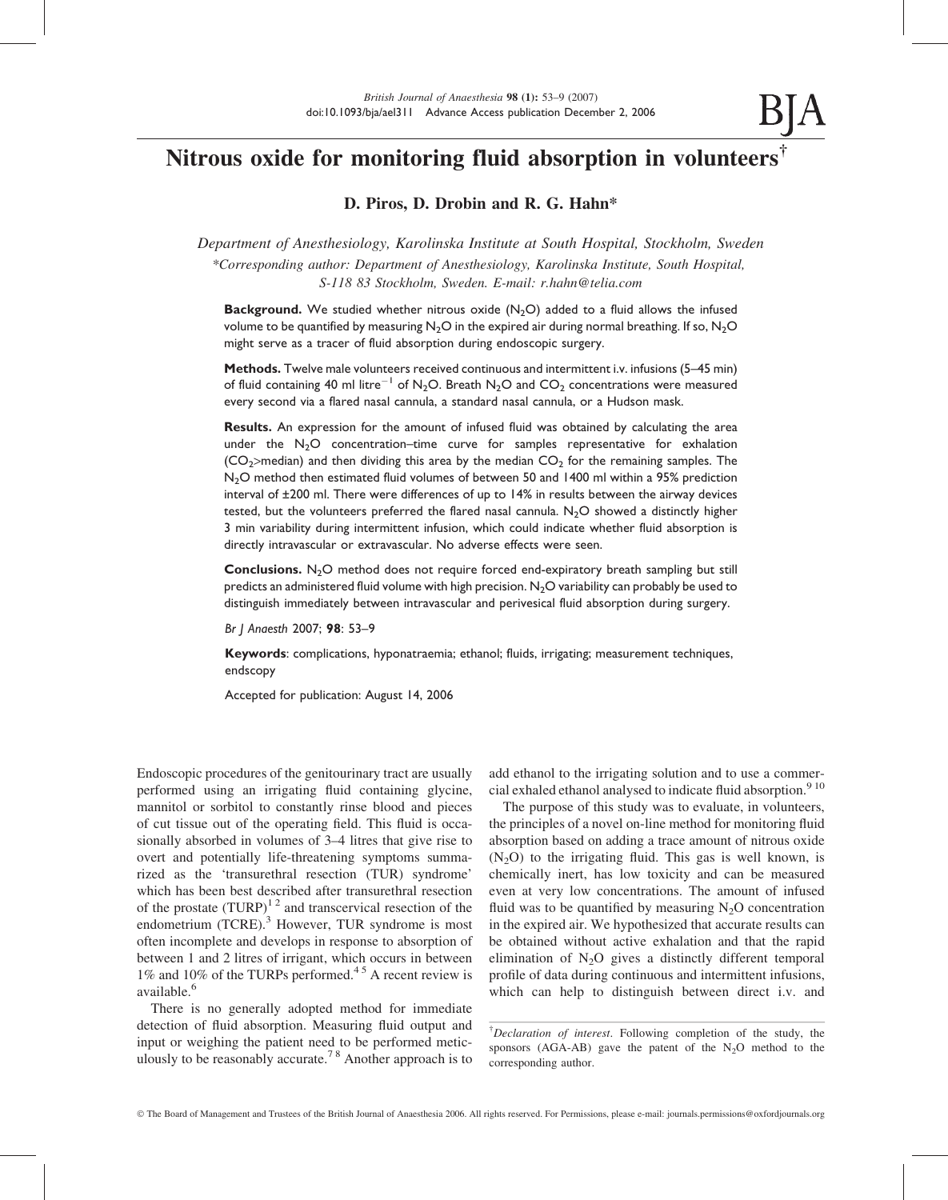# Nitrous oxide for monitoring fluid absorption in volunteers†

**D. Piros, D. Drobin and R. G. Hahn***

*Department of Anesthesiology, Karolinska Institute at South Hospital, Stockholm, Sweden*

*\*Corresponding author: Department of Anesthesiology, Karolinska Institute, South Hospital, S-118 83 Stockholm, Sweden. E-mail: r.hahn@telia.com*

**Background.** We studied whether nitrous oxide ($N_2O$) added to a fluid allows the infused volume to be quantified by measuring $N_2O$ in the expired air during normal breathing. If so, $N_2O$ might serve as a tracer of fluid absorption during endoscopic surgery.

**Methods.** Twelve male volunteers received continuous and intermittent i.v. infusions (5–45 min) of fluid containing 40 ml litre$^{-1}$ of $N_2O$. Breath $N_2O$ and $CO_2$ concentrations were measured every second via a flared nasal cannula, a standard nasal cannula, or a Hudson mask.

**Results.** An expression for the amount of infused fluid was obtained by calculating the area under the $N_2O$ concentration–time curve for samples representative for exhalation ($CO_2$>median) and then dividing this area by the median $CO_2$ for the remaining samples. The $N_2O$ method then estimated fluid volumes of between 50 and 1400 ml within a 95% prediction interval of ±200 ml. There were differences of up to 14% in results between the airway devices tested, but the volunteers preferred the flared nasal cannula. $N_2O$ showed a distinctly higher 3 min variability during intermittent infusion, which could indicate whether fluid absorption is directly intravascular or extravascular. No adverse effects were seen.

**Conclusions.** $N_2O$ method does not require forced end-expiratory breath sampling but still predicts an administered fluid volume with high precision. $N_2O$ variability can probably be used to distinguish immediately between intravascular and perivesical fluid absorption during surgery.

*Br J Anaesth* 2007; **98**: 53–9

**Keywords**: complications, hyponatraemia; ethanol; fluids, irrigating; measurement techniques, endscopy

Accepted for publication: August 14, 2006

Endoscopic procedures of the genitourinary tract are usually performed using an irrigating fluid containing glycine, mannitol or sorbitol to constantly rinse blood and pieces of cut tissue out of the operating field. This fluid is occasionally absorbed in volumes of 3–4 litres that give rise to overt and potentially life-threatening symptoms summarized as the 'transurethral resection (TUR) syndrome' which has been best described after transurethral resection of the prostate (TURP)[1 2] and transcervical resection of the endometrium (TCRE).[3] However, TUR syndrome is most often incomplete and develops in response to absorption of between 1 and 2 litres of irrigant, which occurs in between 1% and 10% of the TURPs performed.[4 5] A recent review is available.[6]

There is no generally adopted method for immediate detection of fluid absorption. Measuring fluid output and input or weighing the patient need to be performed meticulously to be reasonably accurate.[7 8] Another approach is to add ethanol to the irrigating solution and to use a commercial exhaled ethanol analysed to indicate fluid absorption.[9 10]

The purpose of this study was to evaluate, in volunteers, the principles of a novel on-line method for monitoring fluid absorption based on adding a trace amount of nitrous oxide ($N_2O$) to the irrigating fluid. This gas is well known, is chemically inert, has low toxicity and can be measured even at very low concentrations. The amount of infused fluid was to be quantified by measuring $N_2O$ concentration in the expired air. We hypothesized that accurate results can be obtained without active exhalation and that the rapid elimination of $N_2O$ gives a distinctly different temporal profile of data during continuous and intermittent infusions, which can help to distinguish between direct i.v. and

†*Declaration of interest*. Following completion of the study, the sponsors (AGA-AB) gave the patent of the $N_2O$ method to the corresponding author.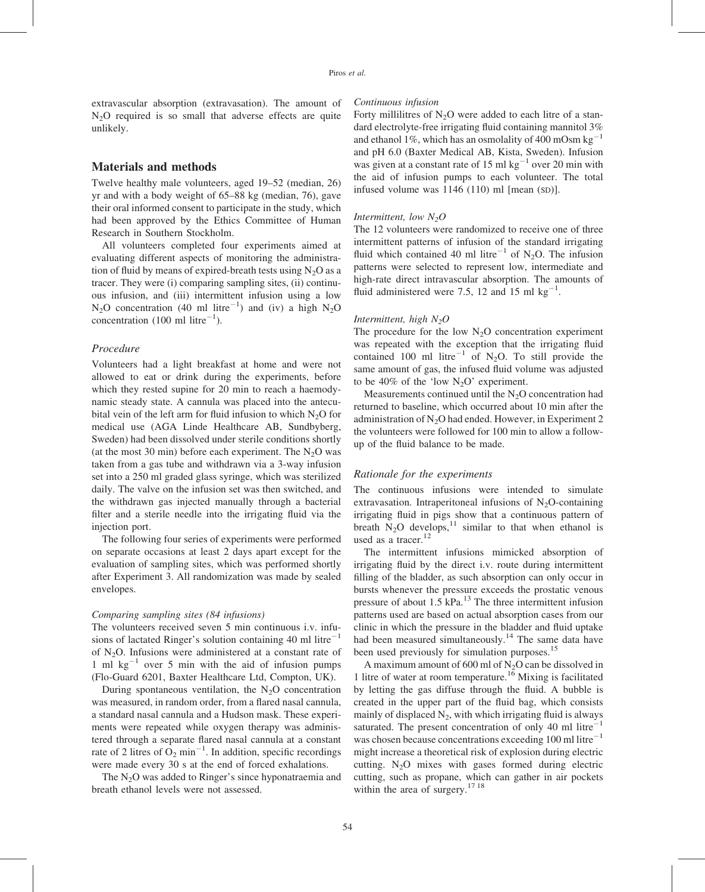extravascular absorption (extravasation). The amount of $N_2O$ required is so small that adverse effects are quite unlikely.

## Materials and methods

Twelve healthy male volunteers, aged 19–52 (median, 26) yr and with a body weight of 65–88 kg (median, 76), gave their oral informed consent to participate in the study, which had been approved by the Ethics Committee of Human Research in Southern Stockholm.

All volunteers completed four experiments aimed at evaluating different aspects of monitoring the administration of fluid by means of expired-breath tests using $N_2O$ as a tracer. They were (i) comparing sampling sites, (ii) continuous infusion, and (iii) intermittent infusion using a low $N_2O$ concentration (40 ml litre$^{-1}$) and (iv) a high $N_2O$ concentration (100 ml litre$^{-1}$).

### *Procedure*

Volunteers had a light breakfast at home and were not allowed to eat or drink during the experiments, before which they rested supine for 20 min to reach a haemodynamic steady state. A cannula was placed into the antecubital vein of the left arm for fluid infusion to which $N_2O$ for medical use (AGA Linde Healthcare AB, Sundbyberg, Sweden) had been dissolved under sterile conditions shortly (at the most 30 min) before each experiment. The $N_2O$ was taken from a gas tube and withdrawn via a 3-way infusion set into a 250 ml graded glass syringe, which was sterilized daily. The valve on the infusion set was then switched, and the withdrawn gas injected manually through a bacterial filter and a sterile needle into the irrigating fluid via the injection port.

The following four series of experiments were performed on separate occasions at least 2 days apart except for the evaluation of sampling sites, which was performed shortly after Experiment 3. All randomization was made by sealed envelopes.

#### *Comparing sampling sites (84 infusions)*

The volunteers received seven 5 min continuous i.v. infusions of lactated Ringer's solution containing 40 ml litre$^{-1}$ of $N_2O$. Infusions were administered at a constant rate of 1 ml kg$^{-1}$ over 5 min with the aid of infusion pumps (Flo-Guard 6201, Baxter Healthcare Ltd, Compton, UK).

During spontaneous ventilation, the $N_2O$ concentration was measured, in random order, from a flared nasal cannula, a standard nasal cannula and a Hudson mask. These experiments were repeated while oxygen therapy was administered through a separate flared nasal cannula at a constant rate of 2 litres of $O_2$ min$^{-1}$. In addition, specific recordings were made every 30 s at the end of forced exhalations.

The $N_2O$ was added to Ringer's since hyponatraemia and breath ethanol levels were not assessed.

#### *Continuous infusion*

Forty millilitres of $N_2O$ were added to each litre of a standard electrolyte-free irrigating fluid containing mannitol 3% and ethanol 1%, which has an osmolality of 400 mOsm kg$^{-1}$ and pH 6.0 (Baxter Medical AB, Kista, Sweden). Infusion was given at a constant rate of 15 ml kg$^{-1}$ over 20 min with the aid of infusion pumps to each volunteer. The total infused volume was 1146 (110) ml [mean (SD)].

#### *Intermittent, low $N_2O$*

The 12 volunteers were randomized to receive one of three intermittent patterns of infusion of the standard irrigating fluid which contained 40 ml litre$^{-1}$ of $N_2O$. The infusion patterns were selected to represent low, intermediate and high-rate direct intravascular absorption. The amounts of fluid administered were 7.5, 12 and 15 ml kg$^{-1}$.

#### *Intermittent, high $N_2O$*

The procedure for the low $N_2O$ concentration experiment was repeated with the exception that the irrigating fluid contained 100 ml litre$^{-1}$ of $N_2O$. To still provide the same amount of gas, the infused fluid volume was adjusted to be 40% of the 'low $N_2O$' experiment.

Measurements continued until the $N_2O$ concentration had returned to baseline, which occurred about 10 min after the administration of $N_2O$ had ended. However, in Experiment 2 the volunteers were followed for 100 min to allow a follow-up of the fluid balance to be made.

### *Rationale for the experiments*

The continuous infusions were intended to simulate extravasation. Intraperitoneal infusions of $N_2O$-containing irrigating fluid in pigs show that a continuous pattern of breath $N_2O$ develops,[11] similar to that when ethanol is used as a tracer.[12]

The intermittent infusions mimicked absorption of irrigating fluid by the direct i.v. route during intermittent filling of the bladder, as such absorption can only occur in bursts whenever the pressure exceeds the prostatic venous pressure of about 1.5 kPa.[13] The three intermittent infusion patterns used are based on actual absorption cases from our clinic in which the pressure in the bladder and fluid uptake had been measured simultaneously.[14] The same data have been used previously for simulation purposes.[15]

A maximum amount of 600 ml of $N_2O$ can be dissolved in 1 litre of water at room temperature.[16] Mixing is facilitated by letting the gas diffuse through the fluid. A bubble is created in the upper part of the fluid bag, which consists mainly of displaced $N_2$, with which irrigating fluid is always saturated. The present concentration of only 40 ml litre$^{-1}$ was chosen because concentrations exceeding 100 ml litre$^{-1}$ might increase a theoretical risk of explosion during electric cutting. $N_2O$ mixes with gases formed during electric cutting, such as propane, which can gather in air pockets within the area of surgery.[17 18]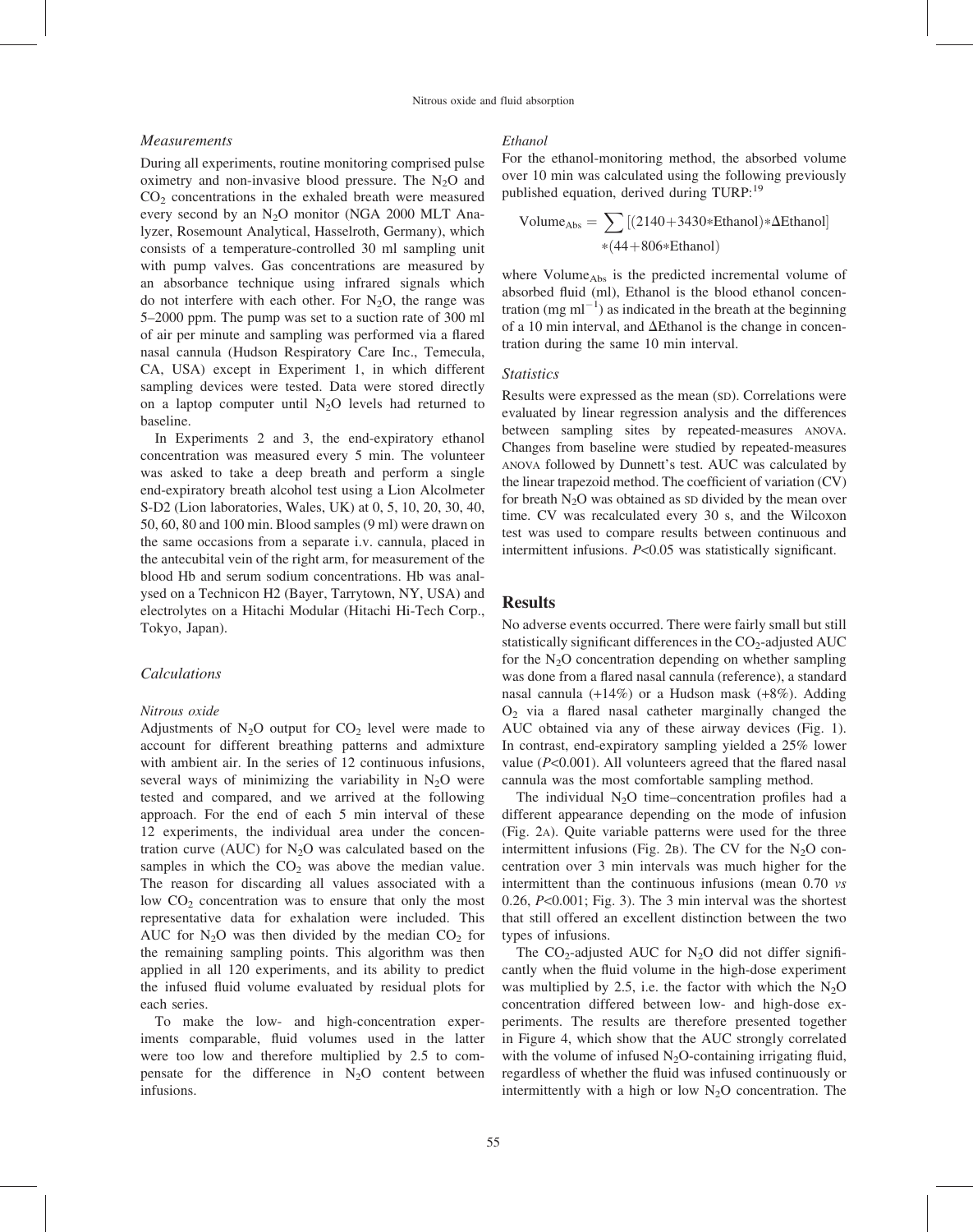### Measurements

During all experiments, routine monitoring comprised pulse oximetry and non-invasive blood pressure. The $N_2O$ and $CO_2$ concentrations in the exhaled breath were measured every second by an $N_2O$ monitor (NGA 2000 MLT Analyzer, Rosemount Analytical, Hasselroth, Germany), which consists of a temperature-controlled 30 ml sampling unit with pump valves. Gas concentrations are measured by an absorbance technique using infrared signals which do not interfere with each other. For $N_2O$, the range was 5–2000 ppm. The pump was set to a suction rate of 300 ml of air per minute and sampling was performed via a flared nasal cannula (Hudson Respiratory Care Inc., Temecula, CA, USA) except in Experiment 1, in which different sampling devices were tested. Data were stored directly on a laptop computer until $N_2O$ levels had returned to baseline.

In Experiments 2 and 3, the end-expiratory ethanol concentration was measured every 5 min. The volunteer was asked to take a deep breath and perform a single end-expiratory breath alcohol test using a Lion Alcolmeter S-D2 (Lion laboratories, Wales, UK) at 0, 5, 10, 20, 30, 40, 50, 60, 80 and 100 min. Blood samples (9 ml) were drawn on the same occasions from a separate i.v. cannula, placed in the antecubital vein of the right arm, for measurement of the blood Hb and serum sodium concentrations. Hb was analysed on a Technicon H2 (Bayer, Tarrytown, NY, USA) and electrolytes on a Hitachi Modular (Hitachi Hi-Tech Corp., Tokyo, Japan).

### Calculations

#### Nitrous oxide

Adjustments of $N_2O$ output for $CO_2$ level were made to account for different breathing patterns and admixture with ambient air. In the series of 12 continuous infusions, several ways of minimizing the variability in $N_2O$ were tested and compared, and we arrived at the following approach. For the end of each 5 min interval of these 12 experiments, the individual area under the concentration curve (AUC) for $N_2O$ was calculated based on the samples in which the $CO_2$ was above the median value. The reason for discarding all values associated with a low $CO_2$ concentration was to ensure that only the most representative data for exhalation were included. This AUC for $N_2O$ was then divided by the median $CO_2$ for the remaining sampling points. This algorithm was then applied in all 120 experiments, and its ability to predict the infused fluid volume evaluated by residual plots for each series.

To make the low- and high-concentration experiments comparable, fluid volumes used in the latter were too low and therefore multiplied by 2.5 to compensate for the difference in $N_2O$ content between infusions.

#### Ethanol

For the ethanol-monitoring method, the absorbed volume over 10 min was calculated using the following previously published equation, derived during TURP:[19]

$$\text{Volume}_{\text{Abs}} = \sum[(2140+3430*\text{Ethanol})*\Delta\text{Ethanol}]*(44+806*\text{Ethanol})$$

where $\text{Volume}_{\text{Abs}}$ is the predicted incremental volume of absorbed fluid (ml), Ethanol is the blood ethanol concentration (mg $ml^{-1}$) as indicated in the breath at the beginning of a 10 min interval, and ΔEthanol is the change in concentration during the same 10 min interval.

### Statistics

Results were expressed as the mean (SD). Correlations were evaluated by linear regression analysis and the differences between sampling sites by repeated-measures ANOVA. Changes from baseline were studied by repeated-measures ANOVA followed by Dunnett's test. AUC was calculated by the linear trapezoid method. The coefficient of variation (CV) for breath $N_2O$ was obtained as SD divided by the mean over time. CV was recalculated every 30 s, and the Wilcoxon test was used to compare results between continuous and intermittent infusions. $P<0.05$ was statistically significant.

## Results

No adverse events occurred. There were fairly small but still statistically significant differences in the $CO_2$-adjusted AUC for the $N_2O$ concentration depending on whether sampling was done from a flared nasal cannula (reference), a standard nasal cannula (+14%) or a Hudson mask (+8%). Adding $O_2$ via a flared nasal catheter marginally changed the AUC obtained via any of these airway devices (Fig. 1). In contrast, end-expiratory sampling yielded a 25% lower value ($P<0.001$). All volunteers agreed that the flared nasal cannula was the most comfortable sampling method.

The individual $N_2O$ time–concentration profiles had a different appearance depending on the mode of infusion (Fig. 2A). Quite variable patterns were used for the three intermittent infusions (Fig. 2B). The CV for the $N_2O$ concentration over 3 min intervals was much higher for the intermittent than the continuous infusions (mean 0.70 *vs* 0.26, $P<0.001$; Fig. 3). The 3 min interval was the shortest that still offered an excellent distinction between the two types of infusions.

The $CO_2$-adjusted AUC for $N_2O$ did not differ significantly when the fluid volume in the high-dose experiment was multiplied by 2.5, i.e. the factor with which the $N_2O$ concentration differed between low- and high-dose experiments. The results are therefore presented together in Figure 4, which show that the AUC strongly correlated with the volume of infused $N_2O$-containing irrigating fluid, regardless of whether the fluid was infused continuously or intermittently with a high or low $N_2O$ concentration. The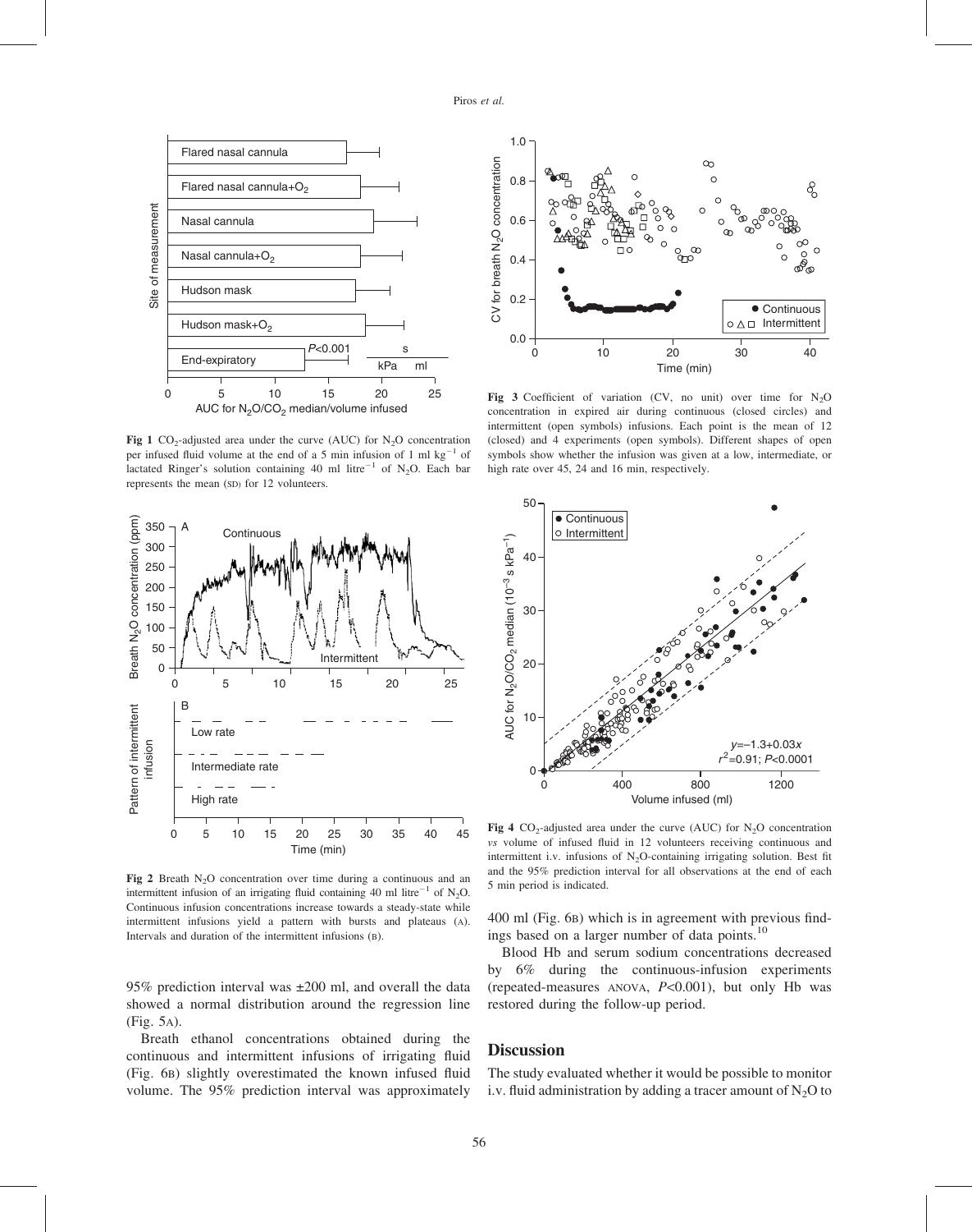Fig 1 $CO_2$-adjusted area under the curve (AUC) for $N_2O$ concentration per infused fluid volume at the end of a 5 min infusion of 1 ml $kg^{-1}$ of lactated Ringer's solution containing 40 ml $litre^{-1}$ of $N_2O$. Each bar represents the mean (SD) for 12 volunteers.

Fig 2 Breath $N_2O$ concentration over time during a continuous and an intermittent infusion of an irrigating fluid containing 40 ml $litre^{-1}$ of $N_2O$. Continuous infusion concentrations increase towards a steady-state while intermittent infusions yield a pattern with bursts and plateaus (A). Intervals and duration of the intermittent infusions (B).

Fig 3 Coefficient of variation (CV, no unit) over time for $N_2O$ concentration in expired air during continuous (closed circles) and intermittent (open symbols) infusions. Each point is the mean of 12 (closed) and 4 experiments (open symbols). Different shapes of open symbols show whether the infusion was given at a low, intermediate, or high rate over 45, 24 and 16 min, respectively.

Fig 4 $CO_2$-adjusted area under the curve (AUC) for $N_2O$ concentration *vs* volume of infused fluid in 12 volunteers receiving continuous and intermittent i.v. infusions of $N_2O$-containing irrigating solution. Best fit and the 95% prediction interval for all observations at the end of each 5 min period is indicated.

95% prediction interval was ±200 ml, and overall the data showed a normal distribution around the regression line (Fig. 5A).

Breath ethanol concentrations obtained during the continuous and intermittent infusions of irrigating fluid (Fig. 6B) slightly overestimated the known infused fluid volume. The 95% prediction interval was approximately 400 ml (Fig. 6B) which is in agreement with previous findings based on a larger number of data points.[10]

Blood Hb and serum sodium concentrations decreased by 6% during the continuous-infusion experiments (repeated-measures ANOVA, $P<0.001$), but only Hb was restored during the follow-up period.

## Discussion

The study evaluated whether it would be possible to monitor i.v. fluid administration by adding a tracer amount of $N_2O$ to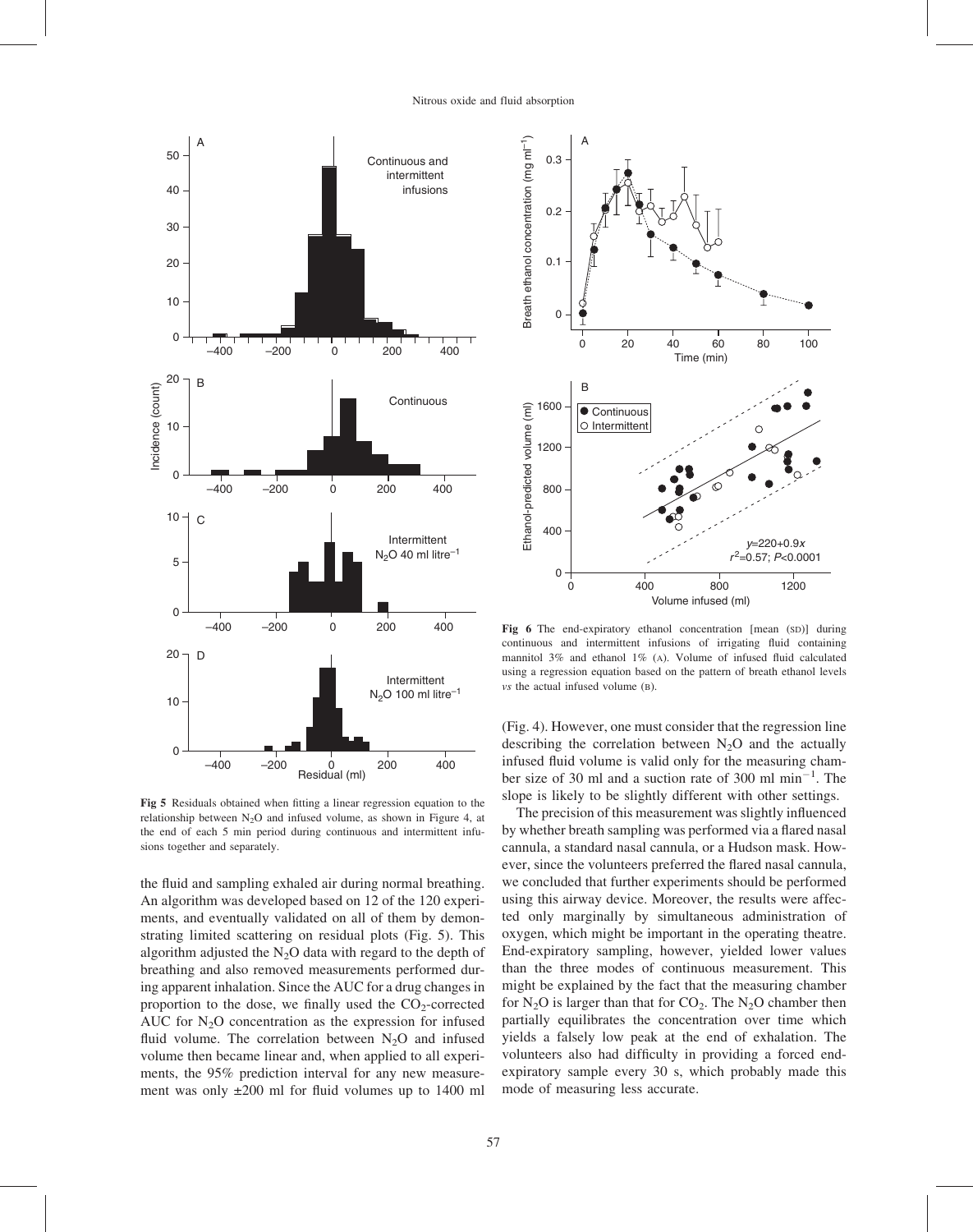**Fig 5** Residuals obtained when fitting a linear regression equation to the relationship between $N_2O$ and infused volume, as shown in Figure 4, at the end of each 5 min period during continuous and intermittent infusions together and separately.

**Fig 6** The end-expiratory ethanol concentration [mean (SD)] during continuous and intermittent infusions of irrigating fluid containing mannitol 3% and ethanol 1% (A). Volume of infused fluid calculated using a regression equation based on the pattern of breath ethanol levels *vs* the actual infused volume (B).

the fluid and sampling exhaled air during normal breathing. An algorithm was developed based on 12 of the 120 experiments, and eventually validated on all of them by demonstrating limited scattering on residual plots (Fig. 5). This algorithm adjusted the $N_2O$ data with regard to the depth of breathing and also removed measurements performed during apparent inhalation. Since the AUC for a drug changes in proportion to the dose, we finally used the $CO_2$-corrected AUC for $N_2O$ concentration as the expression for infused fluid volume. The correlation between $N_2O$ and infused volume then became linear and, when applied to all experiments, the 95% prediction interval for any new measurement was only ±200 ml for fluid volumes up to 1400 ml (Fig. 4). However, one must consider that the regression line describing the correlation between $N_2O$ and the actually infused fluid volume is valid only for the measuring chamber size of 30 ml and a suction rate of 300 ml $min^{-1}$. The slope is likely to be slightly different with other settings.

The precision of this measurement was slightly influenced by whether breath sampling was performed via a flared nasal cannula, a standard nasal cannula, or a Hudson mask. However, since the volunteers preferred the flared nasal cannula, we concluded that further experiments should be performed using this airway device. Moreover, the results were affected only marginally by simultaneous administration of oxygen, which might be important in the operating theatre. End-expiratory sampling, however, yielded lower values than the three modes of continuous measurement. This might be explained by the fact that the measuring chamber for $N_2O$ is larger than that for $CO_2$. The $N_2O$ chamber then partially equilibrates the concentration over time which yields a falsely low peak at the end of exhalation. The volunteers also had difficulty in providing a forced end-expiratory sample every 30 s, which probably made this mode of measuring less accurate.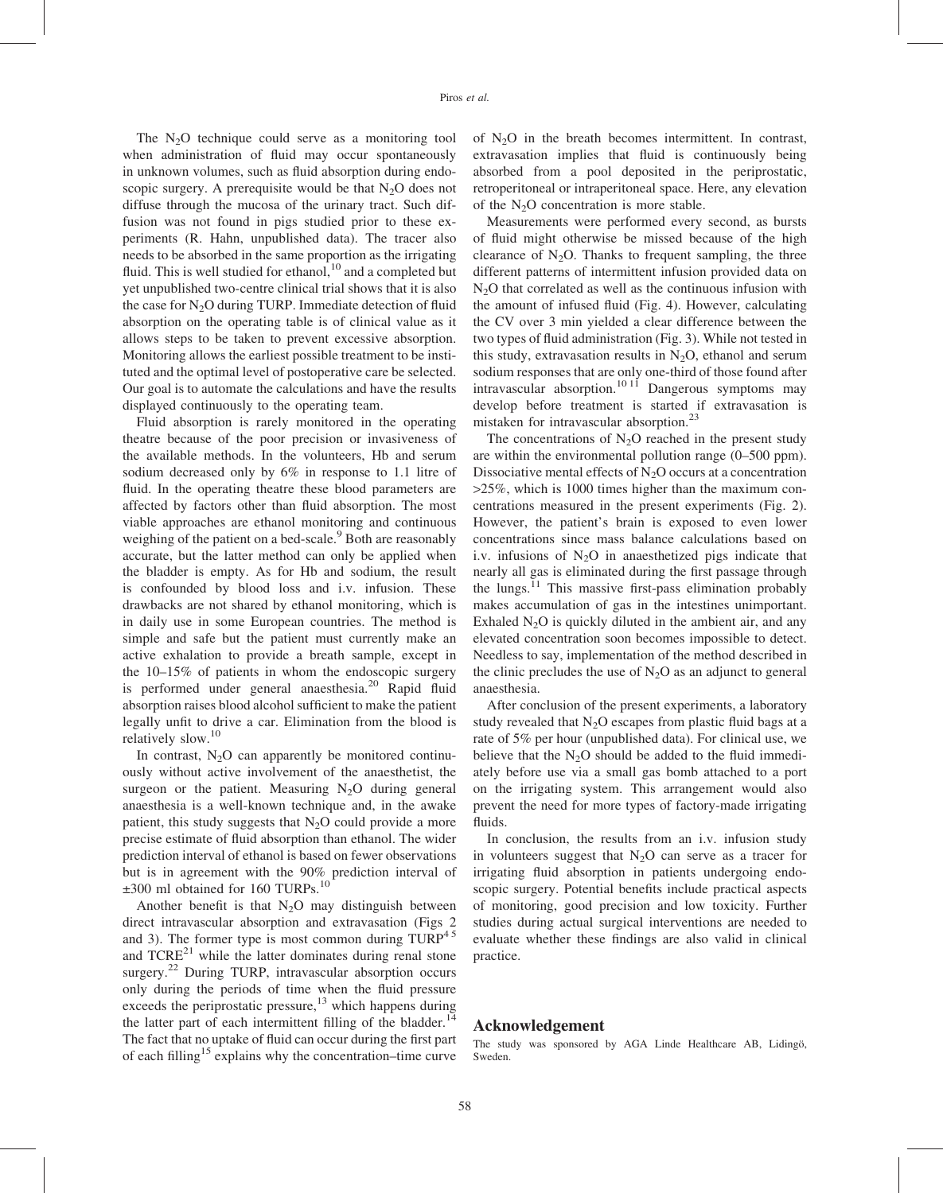The $N_2O$ technique could serve as a monitoring tool when administration of fluid may occur spontaneously in unknown volumes, such as fluid absorption during endoscopic surgery. A prerequisite would be that $N_2O$ does not diffuse through the mucosa of the urinary tract. Such diffusion was not found in pigs studied prior to these experiments (R. Hahn, unpublished data). The tracer also needs to be absorbed in the same proportion as the irrigating fluid. This is well studied for ethanol,[10] and a completed but yet unpublished two-centre clinical trial shows that it is also the case for $N_2O$ during TURP. Immediate detection of fluid absorption on the operating table is of clinical value as it allows steps to be taken to prevent excessive absorption. Monitoring allows the earliest possible treatment to be instituted and the optimal level of postoperative care be selected. Our goal is to automate the calculations and have the results displayed continuously to the operating team.

Fluid absorption is rarely monitored in the operating theatre because of the poor precision or invasiveness of the available methods. In the volunteers, Hb and serum sodium decreased only by 6% in response to 1.1 litre of fluid. In the operating theatre these blood parameters are affected by factors other than fluid absorption. The most viable approaches are ethanol monitoring and continuous weighing of the patient on a bed-scale.[9] Both are reasonably accurate, but the latter method can only be applied when the bladder is empty. As for Hb and sodium, the result is confounded by blood loss and i.v. infusion. These drawbacks are not shared by ethanol monitoring, which is in daily use in some European countries. The method is simple and safe but the patient must currently make an active exhalation to provide a breath sample, except in the 10–15% of patients in whom the endoscopic surgery is performed under general anaesthesia.[20] Rapid fluid absorption raises blood alcohol sufficient to make the patient legally unfit to drive a car. Elimination from the blood is relatively slow.[10]

In contrast, $N_2O$ can apparently be monitored continuously without active involvement of the anaesthetist, the surgeon or the patient. Measuring $N_2O$ during general anaesthesia is a well-known technique and, in the awake patient, this study suggests that $N_2O$ could provide a more precise estimate of fluid absorption than ethanol. The wider prediction interval of ethanol is based on fewer observations but is in agreement with the 90% prediction interval of ±300 ml obtained for 160 TURPs.[10]

Another benefit is that $N_2O$ may distinguish between direct intravascular absorption and extravasation (Figs 2 and 3). The former type is most common during TURP[4,5] and TCRE[21] while the latter dominates during renal stone surgery.[22] During TURP, intravascular absorption occurs only during the periods of time when the fluid pressure exceeds the periprostatic pressure,[13] which happens during the latter part of each intermittent filling of the bladder.[14] The fact that no uptake of fluid can occur during the first part of each filling[15] explains why the concentration–time curve of $N_2O$ in the breath becomes intermittent. In contrast, extravasation implies that fluid is continuously being absorbed from a pool deposited in the periprostatic, retroperitoneal or intraperitoneal space. Here, any elevation of the $N_2O$ concentration is more stable.

Measurements were performed every second, as bursts of fluid might otherwise be missed because of the high clearance of $N_2O$. Thanks to frequent sampling, the three different patterns of intermittent infusion provided data on $N_2O$ that correlated as well as the continuous infusion with the amount of infused fluid (Fig. 4). However, calculating the CV over 3 min yielded a clear difference between the two types of fluid administration (Fig. 3). While not tested in this study, extravasation results in $N_2O$, ethanol and serum sodium responses that are only one-third of those found after intravascular absorption.[10,11] Dangerous symptoms may develop before treatment is started if extravasation is mistaken for intravascular absorption.[23]

The concentrations of $N_2O$ reached in the present study are within the environmental pollution range (0–500 ppm). Dissociative mental effects of $N_2O$ occurs at a concentration >25%, which is 1000 times higher than the maximum concentrations measured in the present experiments (Fig. 2). However, the patient's brain is exposed to even lower concentrations since mass balance calculations based on i.v. infusions of $N_2O$ in anaesthetized pigs indicate that nearly all gas is eliminated during the first passage through the lungs.[11] This massive first-pass elimination probably makes accumulation of gas in the intestines unimportant. Exhaled $N_2O$ is quickly diluted in the ambient air, and any elevated concentration soon becomes impossible to detect. Needless to say, implementation of the method described in the clinic precludes the use of $N_2O$ as an adjunct to general anaesthesia.

After conclusion of the present experiments, a laboratory study revealed that $N_2O$ escapes from plastic fluid bags at a rate of 5% per hour (unpublished data). For clinical use, we believe that the $N_2O$ should be added to the fluid immediately before use via a small gas bomb attached to a port on the irrigating system. This arrangement would also prevent the need for more types of factory-made irrigating fluids.

In conclusion, the results from an i.v. infusion study in volunteers suggest that $N_2O$ can serve as a tracer for irrigating fluid absorption in patients undergoing endoscopic surgery. Potential benefits include practical aspects of monitoring, good precision and low toxicity. Further studies during actual surgical interventions are needed to evaluate whether these findings are also valid in clinical practice.

## Acknowledgement

The study was sponsored by AGA Linde Healthcare AB, Lidingö, Sweden.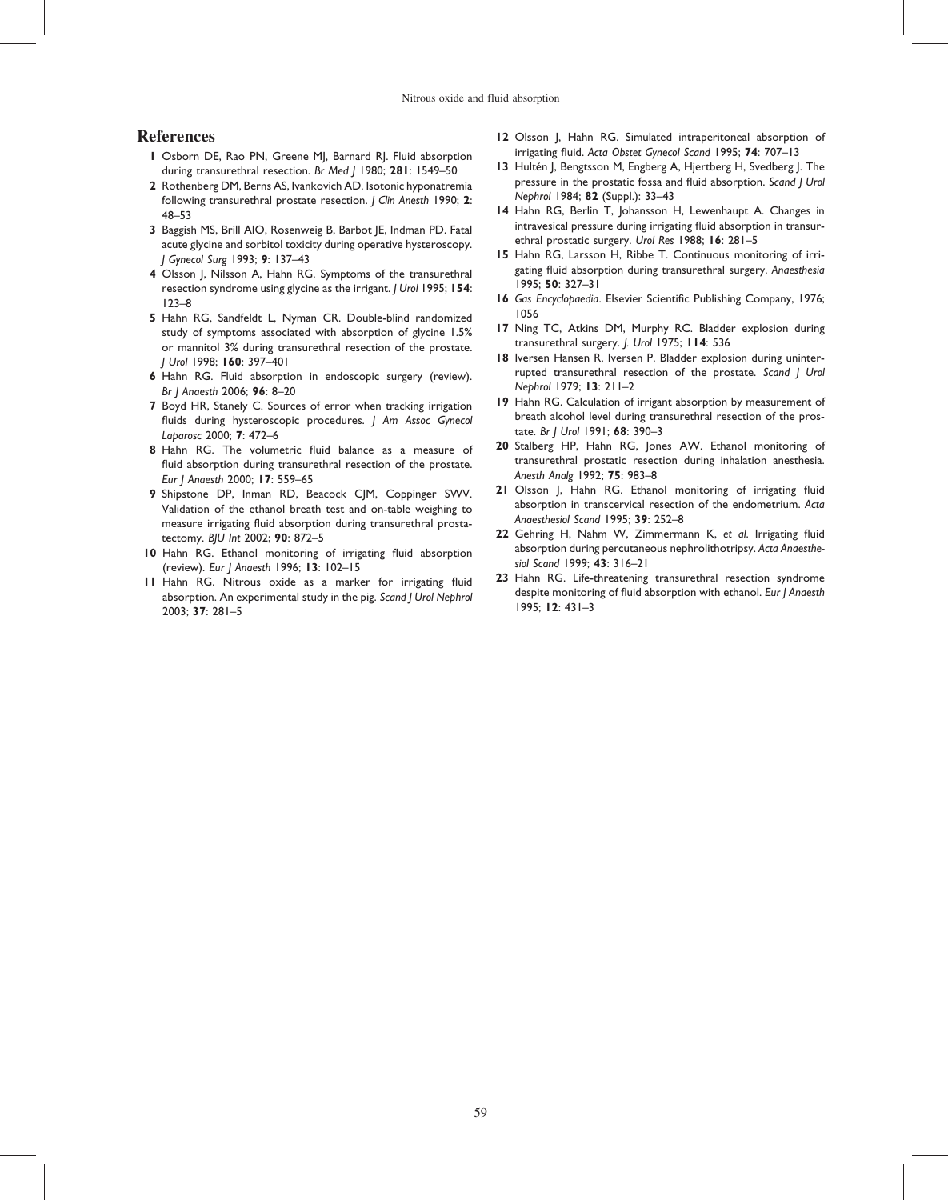## References

1. Osborn DE, Rao PN, Greene MJ, Barnard RJ. Fluid absorption during transurethral resection. *Br Med J* 1980; **281**: 1549–50
2. Rothenberg DM, Berns AS, Ivankovich AD. Isotonic hyponatremia following transurethral prostate resection. *J Clin Anesth* 1990; **2**: 48–53
3. Baggish MS, Brill AIO, Rosenweig B, Barbot JE, Indman PD. Fatal acute glycine and sorbitol toxicity during operative hysteroscopy. *J Gynecol Surg* 1993; **9**: 137–43
4. Olsson J, Nilsson A, Hahn RG. Symptoms of the transurethral resection syndrome using glycine as the irrigant. *J Urol* 1995; **154**: 123–8
5. Hahn RG, Sandfeldt L, Nyman CR. Double-blind randomized study of symptoms associated with absorption of glycine 1.5% or mannitol 3% during transurethral resection of the prostate. *J Urol* 1998; **160**: 397–401
6. Hahn RG. Fluid absorption in endoscopic surgery (review). *Br J Anaesth* 2006; **96**: 8–20
7. Boyd HR, Stanely C. Sources of error when tracking irrigation fluids during hysteroscopic procedures. *J Am Assoc Gynecol Laparosc* 2000; **7**: 472–6
8. Hahn RG. The volumetric fluid balance as a measure of fluid absorption during transurethral resection of the prostate. *Eur J Anaesth* 2000; **17**: 559–65
9. Shipstone DP, Inman RD, Beacock CJM, Coppinger SWV. Validation of the ethanol breath test and on-table weighing to measure irrigating fluid absorption during transurethral prostatectomy. *BJU Int* 2002; **90**: 872–5
10. Hahn RG. Ethanol monitoring of irrigating fluid absorption (review). *Eur J Anaesth* 1996; **13**: 102–15
11. Hahn RG. Nitrous oxide as a marker for irrigating fluid absorption. An experimental study in the pig. *Scand J Urol Nephrol* 2003; **37**: 281–5
12. Olsson J, Hahn RG. Simulated intraperitoneal absorption of irrigating fluid. *Acta Obstet Gynecol Scand* 1995; **74**: 707–13
13. Hultén J, Bengtsson M, Engberg A, Hjertberg H, Svedberg J. The pressure in the prostatic fossa and fluid absorption. *Scand J Urol Nephrol* 1984; **82** (Suppl.): 33–43
14. Hahn RG, Berlin T, Johansson H, Lewenhaupt A. Changes in intravesical pressure during irrigating fluid absorption in transurethral prostatic surgery. *Urol Res* 1988; **16**: 281–5
15. Hahn RG, Larsson H, Ribbe T. Continuous monitoring of irrigating fluid absorption during transurethral surgery. *Anaesthesia* 1995; **50**: 327–31
16. *Gas Encyclopaedia*. Elsevier Scientific Publishing Company, 1976; 1056
17. Ning TC, Atkins DM, Murphy RC. Bladder explosion during transurethral surgery. *J. Urol* 1975; **114**: 536
18. Iversen Hansen R, Iversen P. Bladder explosion during uninterrupted transurethral resection of the prostate. *Scand J Urol Nephrol* 1979; **13**: 211–2
19. Hahn RG. Calculation of irrigant absorption by measurement of breath alcohol level during transurethral resection of the prostate. *Br J Urol* 1991; **68**: 390–3
20. Stalberg HP, Hahn RG, Jones AW. Ethanol monitoring of transurethral prostatic resection during inhalation anesthesia. *Anesth Analg* 1992; **75**: 983–8
21. Olsson J, Hahn RG. Ethanol monitoring of irrigating fluid absorption in transcervical resection of the endometrium. *Acta Anaesthesiol Scand* 1995; **39**: 252–8
22. Gehring H, Nahm W, Zimmermann K, *et al.* Irrigating fluid absorption during percutaneous nephrolithotripsy. *Acta Anaesthesiol Scand* 1999; **43**: 316–21
23. Hahn RG. Life-threatening transurethral resection syndrome despite monitoring of fluid absorption with ethanol. *Eur J Anaesth* 1995; **12**: 431–3